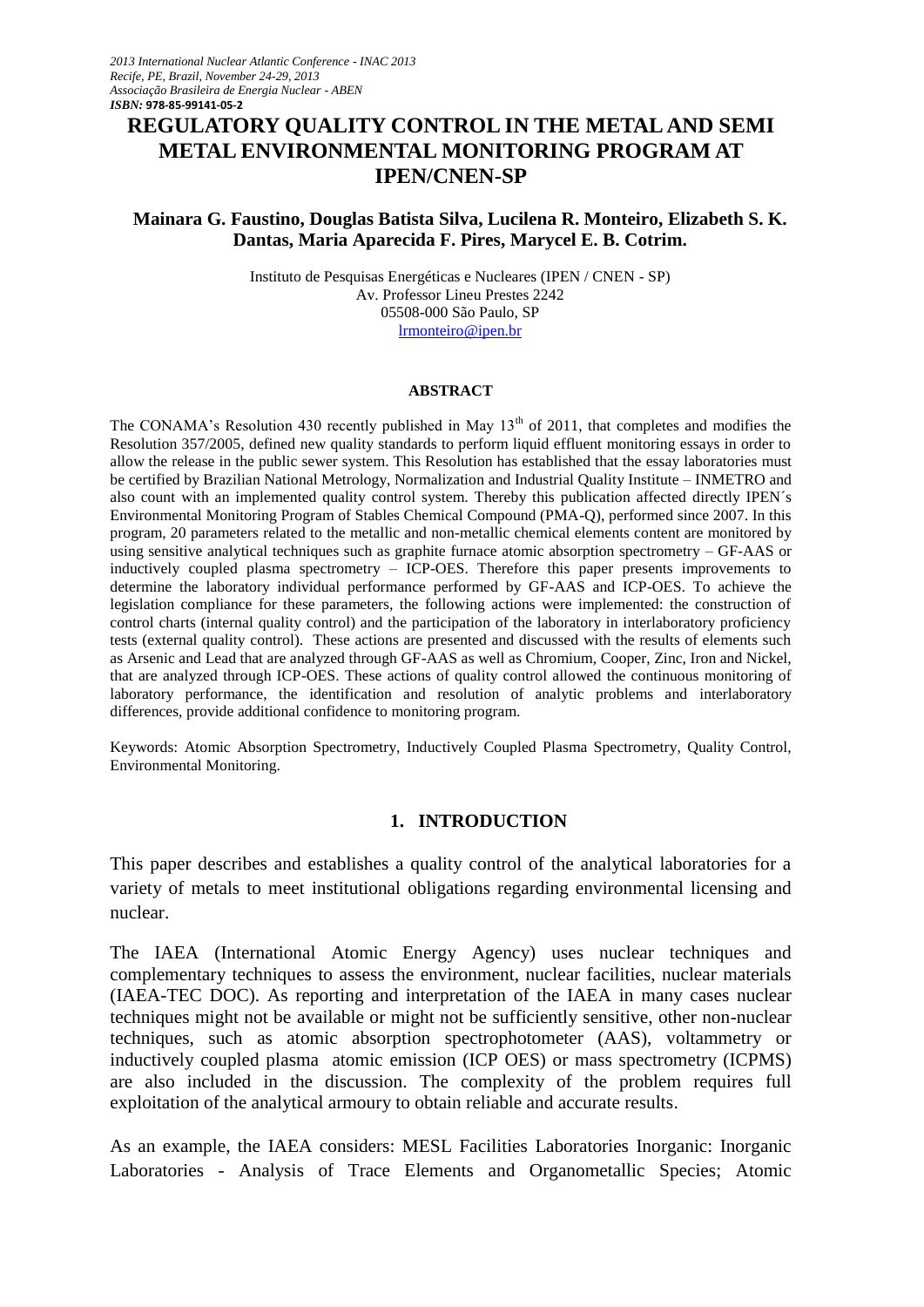*2013 International Nuclear Atlantic Conference - INAC 2013*
*Recife, PE, Brazil, November 24-29, 2013*
*Associação Brasileira de Energia Nuclear - ABEN*
***ISBN:* 978-85-99141-05-2**

# REGULATORY QUALITY CONTROL IN THE METAL AND SEMI METAL ENVIRONMENTAL MONITORING PROGRAM AT IPEN/CNEN-SP

**Mainara G. Faustino, Douglas Batista Silva, Lucilena R. Monteiro, Elizabeth S. K. Dantas, Maria Aparecida F. Pires, Marycel E. B. Cotrim.**

Instituto de Pesquisas Energéticas e Nucleares (IPEN / CNEN - SP)
Av. Professor Lineu Prestes 2242
05508-000 São Paulo, SP
lrmonteiro@ipen.br

## ABSTRACT

The CONAMA's Resolution 430 recently published in May 13th of 2011, that completes and modifies the Resolution 357/2005, defined new quality standards to perform liquid effluent monitoring essays in order to allow the release in the public sewer system. This Resolution has established that the essay laboratories must be certified by Brazilian National Metrology, Normalization and Industrial Quality Institute – INMETRO and also count with an implemented quality control system. Thereby this publication affected directly IPEN´s Environmental Monitoring Program of Stables Chemical Compound (PMA-Q), performed since 2007. In this program, 20 parameters related to the metallic and non-metallic chemical elements content are monitored by using sensitive analytical techniques such as graphite furnace atomic absorption spectrometry – GF-AAS or inductively coupled plasma spectrometry – ICP-OES. Therefore this paper presents improvements to determine the laboratory individual performance performed by GF-AAS and ICP-OES. To achieve the legislation compliance for these parameters, the following actions were implemented: the construction of control charts (internal quality control) and the participation of the laboratory in interlaboratory proficiency tests (external quality control). These actions are presented and discussed with the results of elements such as Arsenic and Lead that are analyzed through GF-AAS as well as Chromium, Cooper, Zinc, Iron and Nickel, that are analyzed through ICP-OES. These actions of quality control allowed the continuous monitoring of laboratory performance, the identification and resolution of analytic problems and interlaboratory differences, provide additional confidence to monitoring program.

Keywords: Atomic Absorption Spectrometry, Inductively Coupled Plasma Spectrometry, Quality Control, Environmental Monitoring.

## 1. INTRODUCTION

This paper describes and establishes a quality control of the analytical laboratories for a variety of metals to meet institutional obligations regarding environmental licensing and nuclear.

The IAEA (International Atomic Energy Agency) uses nuclear techniques and complementary techniques to assess the environment, nuclear facilities, nuclear materials (IAEA-TEC DOC). As reporting and interpretation of the IAEA in many cases nuclear techniques might not be available or might not be sufficiently sensitive, other non-nuclear techniques, such as atomic absorption spectrophotometer (AAS), voltammetry or inductively coupled plasma atomic emission (ICP OES) or mass spectrometry (ICPMS) are also included in the discussion. The complexity of the problem requires full exploitation of the analytical armoury to obtain reliable and accurate results.

As an example, the IAEA considers: MESL Facilities Laboratories Inorganic: Inorganic Laboratories - Analysis of Trace Elements and Organometallic Species; Atomic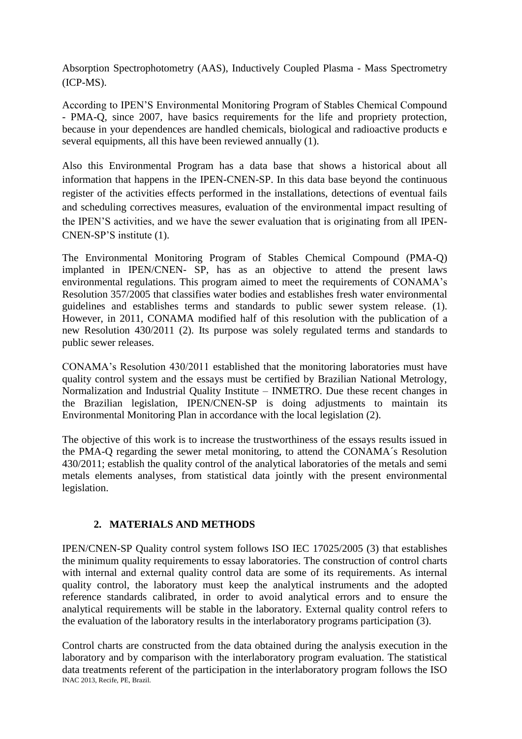Absorption Spectrophotometry (AAS), Inductively Coupled Plasma - Mass Spectrometry (ICP-MS).

According to IPEN'S Environmental Monitoring Program of Stables Chemical Compound - PMA-Q, since 2007, have basics requirements for the life and propriety protection, because in your dependences are handled chemicals, biological and radioactive products e several equipments, all this have been reviewed annually (1).

Also this Environmental Program has a data base that shows a historical about all information that happens in the IPEN-CNEN-SP. In this data base beyond the continuous register of the activities effects performed in the installations, detections of eventual fails and scheduling correctives measures, evaluation of the environmental impact resulting of the IPEN'S activities, and we have the sewer evaluation that is originating from all IPEN-CNEN-SP'S institute (1).

The Environmental Monitoring Program of Stables Chemical Compound (PMA-Q) implanted in IPEN/CNEN- SP, has as an objective to attend the present laws environmental regulations. This program aimed to meet the requirements of CONAMA's Resolution 357/2005 that classifies water bodies and establishes fresh water environmental guidelines and establishes terms and standards to public sewer system release. (1). However, in 2011, CONAMA modified half of this resolution with the publication of a new Resolution 430/2011 (2). Its purpose was solely regulated terms and standards to public sewer releases.

CONAMA's Resolution 430/2011 established that the monitoring laboratories must have quality control system and the essays must be certified by Brazilian National Metrology, Normalization and Industrial Quality Institute – INMETRO. Due these recent changes in the Brazilian legislation, IPEN/CNEN-SP is doing adjustments to maintain its Environmental Monitoring Plan in accordance with the local legislation (2).

The objective of this work is to increase the trustworthiness of the essays results issued in the PMA-Q regarding the sewer metal monitoring, to attend the CONAMA´s Resolution 430/2011; establish the quality control of the analytical laboratories of the metals and semi metals elements analyses, from statistical data jointly with the present environmental legislation.

## 2. MATERIALS AND METHODS

IPEN/CNEN-SP Quality control system follows ISO IEC 17025/2005 (3) that establishes the minimum quality requirements to essay laboratories. The construction of control charts with internal and external quality control data are some of its requirements. As internal quality control, the laboratory must keep the analytical instruments and the adopted reference standards calibrated, in order to avoid analytical errors and to ensure the analytical requirements will be stable in the laboratory. External quality control refers to the evaluation of the laboratory results in the interlaboratory programs participation (3).

Control charts are constructed from the data obtained during the analysis execution in the laboratory and by comparison with the interlaboratory program evaluation. The statistical data treatments referent of the participation in the interlaboratory program follows the ISO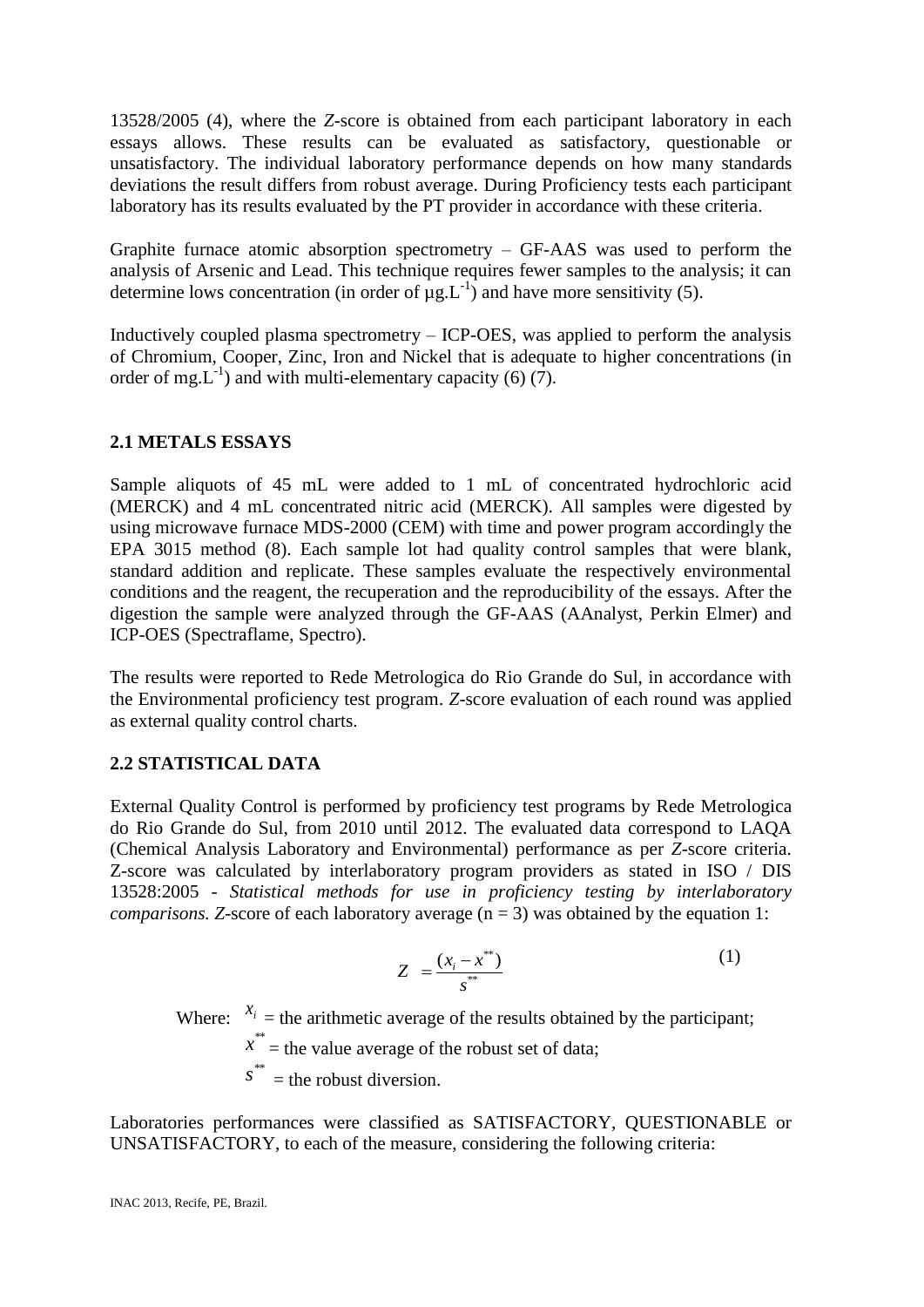13528/2005 (4), where the *Z*-score is obtained from each participant laboratory in each essays allows. These results can be evaluated as satisfactory, questionable or unsatisfactory. The individual laboratory performance depends on how many standards deviations the result differs from robust average. During Proficiency tests each participant laboratory has its results evaluated by the PT provider in accordance with these criteria.

Graphite furnace atomic absorption spectrometry – GF-AAS was used to perform the analysis of Arsenic and Lead. This technique requires fewer samples to the analysis; it can determine lows concentration (in order of $\mu g.L^{-1}$) and have more sensitivity (5).

Inductively coupled plasma spectrometry – ICP-OES, was applied to perform the analysis of Chromium, Cooper, Zinc, Iron and Nickel that is adequate to higher concentrations (in order of $mg.L^{-1}$) and with multi-elementary capacity (6) (7).

### 2.1 METALS ESSAYS

Sample aliquots of 45 mL were added to 1 mL of concentrated hydrochloric acid (MERCK) and 4 mL concentrated nitric acid (MERCK). All samples were digested by using microwave furnace MDS-2000 (CEM) with time and power program accordingly the EPA 3015 method (8). Each sample lot had quality control samples that were blank, standard addition and replicate. These samples evaluate the respectively environmental conditions and the reagent, the recuperation and the reproducibility of the essays. After the digestion the sample were analyzed through the GF-AAS (AAnalyst, Perkin Elmer) and ICP-OES (Spectraflame, Spectro).

The results were reported to Rede Metrologica do Rio Grande do Sul, in accordance with the Environmental proficiency test program. *Z*-score evaluation of each round was applied as external quality control charts.

### 2.2 STATISTICAL DATA

External Quality Control is performed by proficiency test programs by Rede Metrologica do Rio Grande do Sul, from 2010 until 2012. The evaluated data correspond to LAQA (Chemical Analysis Laboratory and Environmental) performance as per *Z*-score criteria. Z-score was calculated by interlaboratory program providers as stated in ISO / DIS 13528:2005 - *Statistical methods for use in proficiency testing by interlaboratory comparisons. Z*-score of each laboratory average (n = 3) was obtained by the equation 1:

$$Z = \frac{(x_i - x^{**})}{s^{**}} \tag{1}$$

Where: $x_i$ = the arithmetic average of the results obtained by the participant;
$x^{**}$ = the value average of the robust set of data;
$s^{**}$ = the robust diversion.

Laboratories performances were classified as SATISFACTORY, QUESTIONABLE or UNSATISFACTORY, to each of the measure, considering the following criteria: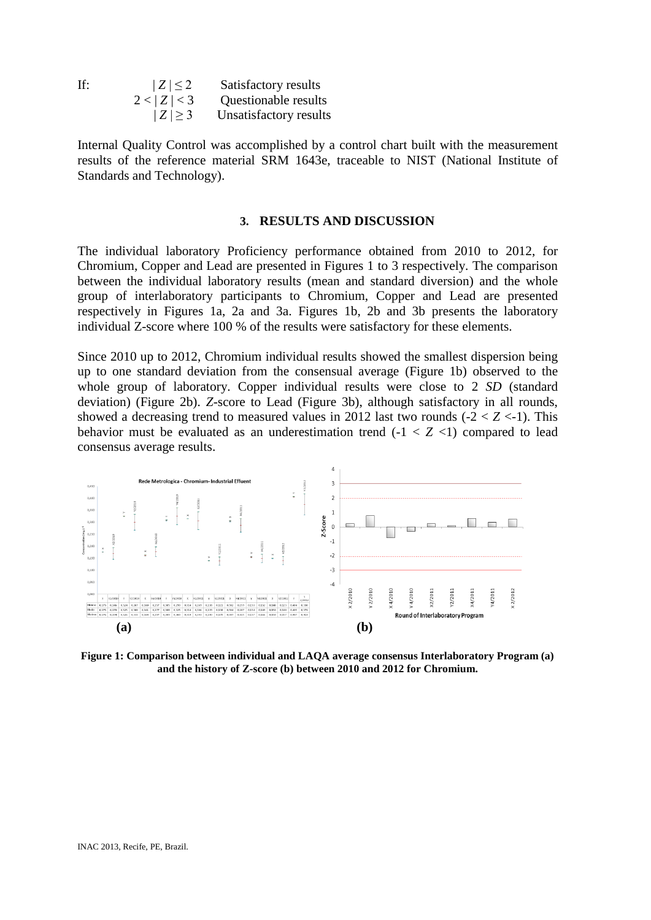If: $|Z| \leq 2$ Satisfactory results
$2 < |Z| < 3$ Questionable results
$|Z| \geq 3$ Unsatisfactory results

Internal Quality Control was accomplished by a control chart built with the measurement results of the reference material SRM 1643e, traceable to NIST (National Institute of Standards and Technology).

## 3. RESULTS AND DISCUSSION

The individual laboratory Proficiency performance obtained from 2010 to 2012, for Chromium, Copper and Lead are presented in Figures 1 to 3 respectively. The comparison between the individual laboratory results (mean and standard diversion) and the whole group of interlaboratory participants to Chromium, Copper and Lead are presented respectively in Figures 1a, 2a and 3a. Figures 1b, 2b and 3b presents the laboratory individual Z-score where 100 % of the results were satisfactory for these elements.

Since 2010 up to 2012, Chromium individual results showed the smallest dispersion being up to one standard deviation from the consensual average (Figure 1b) observed to the whole group of laboratory. Copper individual results were close to 2 *SD* (standard deviation) (Figure 2b). *Z*-score to Lead (Figure 3b), although satisfactory in all rounds, showed a decreasing trend to measured values in 2012 last two rounds ($-2 < Z < -1$). This behavior must be evaluated as an underestimation trend ($-1 < Z < 1$) compared to lead consensus average results.

**Figure 1: Comparison between individual and LAQA average consensus Interlaboratory Program (a) and the history of Z-score (b) between 2010 and 2012 for Chromium.**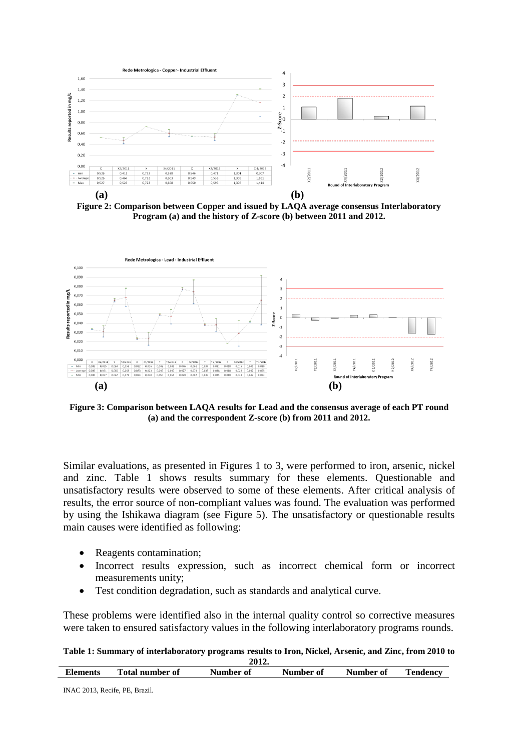**(a)** **(b)**

**Figure 2: Comparison between Copper and issued by LAQA average consensus Interlaboratory Program (a) and the history of Z-score (b) between 2011 and 2012.**

**(a)** **(b)**

**Figure 3: Comparison between LAQA results for Lead and the consensus average of each PT round (a) and the correspondent Z-score (b) from 2011 and 2012.**

Similar evaluations, as presented in Figures 1 to 3, were performed to iron, arsenic, nickel and zinc. Table 1 shows results summary for these elements. Questionable and unsatisfactory results were observed to some of these elements. After critical analysis of results, the error source of non-compliant values was found. The evaluation was performed by using the Ishikawa diagram (see Figure 5). The unsatisfactory or questionable results main causes were identified as following:

- Reagents contamination;
- Incorrect results expression, such as incorrect chemical form or incorrect measurements unity;
- Test condition degradation, such as standards and analytical curve.

These problems were identified also in the internal quality control so corrective measures were taken to ensured satisfactory values in the following interlaboratory programs rounds.

**Table 1: Summary of interlaboratory programs results to Iron, Nickel, Arsenic, and Zinc, from 2010 to 2012.**

| Elements | Total number of | Number of | Number of | Number of | Tendency |
|---|---|---|---|---|---|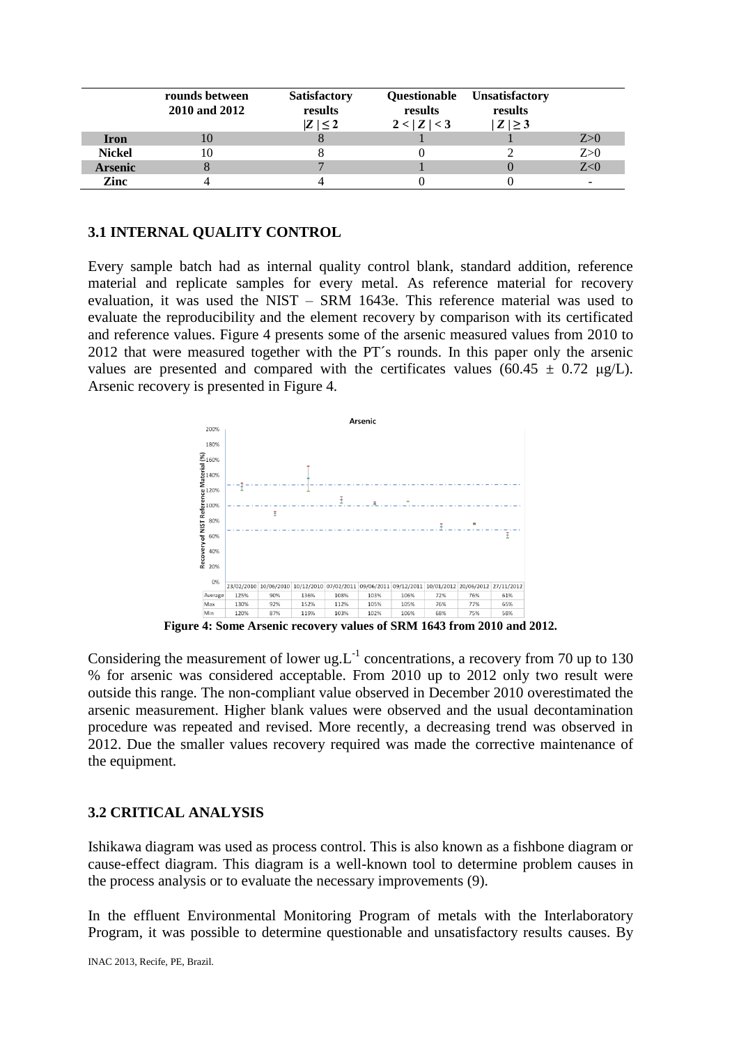| | rounds between 2010 and 2012 | Satisfactory results $\|Z\| \leq 2$ | Questionable results $2 < \|Z\| < 3$ | Unsatisfactory results $\|Z\| \geq 3$ | |
|---|---|---|---|---|---|
| **Iron** | 10 | 8 | 1 | 1 | Z>0 |
| **Nickel** | 10 | 8 | 0 | 2 | Z>0 |
| **Arsenic** | 8 | 7 | 1 | 0 | Z<0 |
| **Zinc** | 4 | 4 | 0 | 0 | - |

## 3.1 INTERNAL QUALITY CONTROL

Every sample batch had as internal quality control blank, standard addition, reference material and replicate samples for every metal. As reference material for recovery evaluation, it was used the NIST – SRM 1643e. This reference material was used to evaluate the reproducibility and the element recovery by comparison with its certificated and reference values. Figure 4 presents some of the arsenic measured values from 2010 to 2012 that were measured together with the PT´s rounds. In this paper only the arsenic values are presented and compared with the certificates values (60.45 ± 0.72 μg/L). Arsenic recovery is presented in Figure 4.

| | 23/02/2010 | 10/06/2010 | 10/12/2010 | 07/02/2011 | 09/06/2011 | 09/12/2011 | 10/01/2012 | 20/06/2012 | 27/11/2012 |
|---|---|---|---|---|---|---|---|---|---|
| Average | 125% | 90% | 136% | 108% | 103% | 106% | 72% | 76% | 61% |
| Max | 130% | 92% | 152% | 112% | 105% | 105% | 76% | 77% | 65% |
| Min | 120% | 87% | 119% | 103% | 102% | 106% | 68% | 75% | 58% |

**Figure 4: Some Arsenic recovery values of SRM 1643 from 2010 and 2012.**

Considering the measurement of lower ug.L$^{-1}$ concentrations, a recovery from 70 up to 130 % for arsenic was considered acceptable. From 2010 up to 2012 only two result were outside this range. The non-compliant value observed in December 2010 overestimated the arsenic measurement. Higher blank values were observed and the usual decontamination procedure was repeated and revised. More recently, a decreasing trend was observed in 2012. Due the smaller values recovery required was made the corrective maintenance of the equipment.

## 3.2 CRITICAL ANALYSIS

Ishikawa diagram was used as process control. This is also known as a fishbone diagram or cause-effect diagram. This diagram is a well-known tool to determine problem causes in the process analysis or to evaluate the necessary improvements (9).

In the effluent Environmental Monitoring Program of metals with the Interlaboratory Program, it was possible to determine questionable and unsatisfactory results causes. By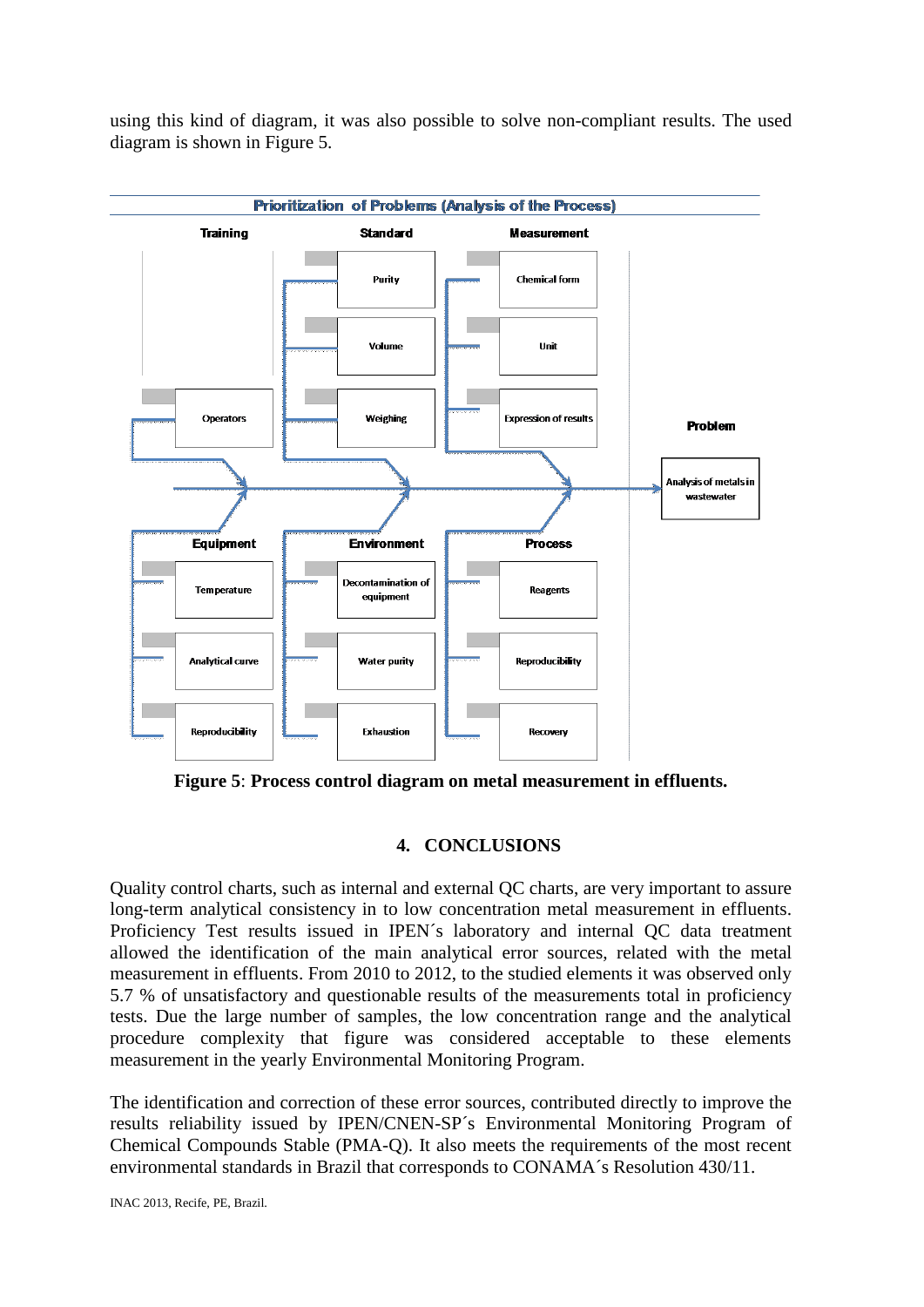using this kind of diagram, it was also possible to solve non-compliant results. The used diagram is shown in Figure 5.

**Prioritization of Problems (Analysis of the Process)**

| Category | Causes |
|---|---|
| Training | Operators |
| Standard | Purity, Volume, Weighing |
| Measurement | Chemical form, Unit, Expression of results |
| Equipment | Temperature, Analytical curve, Reproducibility |
| Environment | Decontamination of equipment, Water purity, Exhaustion |
| Process | Reagents, Reproducibility, Recovery |

**Problem:** Analysis of metals in wastewater

**Figure 5**: **Process control diagram on metal measurement in effluents.**

## 4. CONCLUSIONS

Quality control charts, such as internal and external QC charts, are very important to assure long-term analytical consistency in to low concentration metal measurement in effluents. Proficiency Test results issued in IPEN´s laboratory and internal QC data treatment allowed the identification of the main analytical error sources, related with the metal measurement in effluents. From 2010 to 2012, to the studied elements it was observed only 5.7 % of unsatisfactory and questionable results of the measurements total in proficiency tests. Due the large number of samples, the low concentration range and the analytical procedure complexity that figure was considered acceptable to these elements measurement in the yearly Environmental Monitoring Program.

The identification and correction of these error sources, contributed directly to improve the results reliability issued by IPEN/CNEN-SP´s Environmental Monitoring Program of Chemical Compounds Stable (PMA-Q). It also meets the requirements of the most recent environmental standards in Brazil that corresponds to CONAMA´s Resolution 430/11.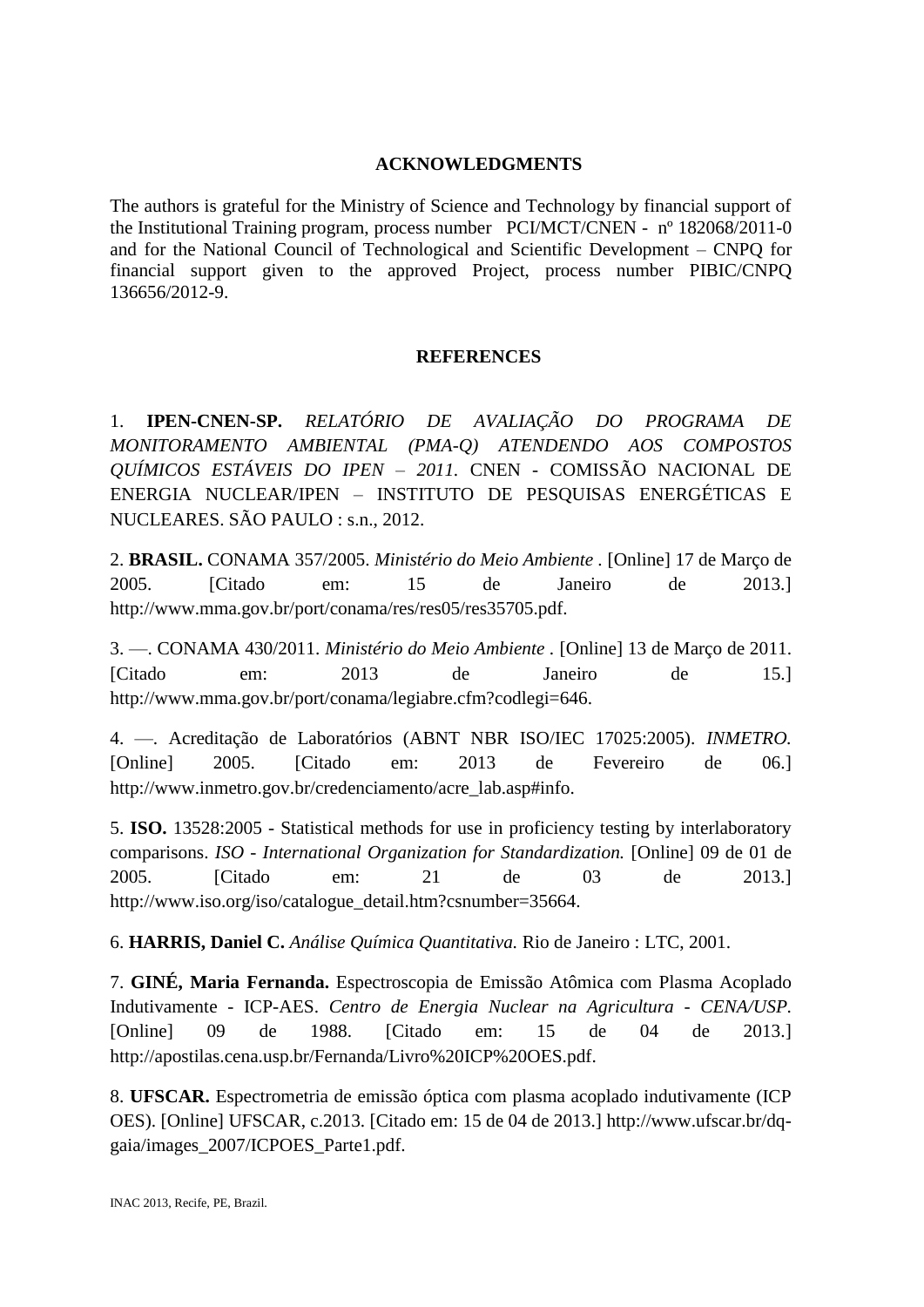## ACKNOWLEDGMENTS

The authors is grateful for the Ministry of Science and Technology by financial support of the Institutional Training program, process number PCI/MCT/CNEN - nº 182068/2011-0 and for the National Council of Technological and Scientific Development – CNPQ for financial support given to the approved Project, process number PIBIC/CNPQ 136656/2012-9.

## REFERENCES

1. **IPEN-CNEN-SP.** *RELATÓRIO DE AVALIAÇÃO DO PROGRAMA DE MONITORAMENTO AMBIENTAL (PMA-Q) ATENDENDO AOS COMPOSTOS QUÍMICOS ESTÁVEIS DO IPEN – 2011.* CNEN - COMISSÃO NACIONAL DE ENERGIA NUCLEAR/IPEN – INSTITUTO DE PESQUISAS ENERGÉTICAS E NUCLEARES. SÃO PAULO : s.n., 2012.

2. **BRASIL.** CONAMA 357/2005. *Ministério do Meio Ambiente* . [Online] 17 de Março de 2005. [Citado em: 15 de Janeiro de 2013.] http://www.mma.gov.br/port/conama/res/res05/res35705.pdf.

3. —. CONAMA 430/2011. *Ministério do Meio Ambiente* . [Online] 13 de Março de 2011. [Citado em: 2013 de Janeiro de 15.] http://www.mma.gov.br/port/conama/legiabre.cfm?codlegi=646.

4. —. Acreditação de Laboratórios (ABNT NBR ISO/IEC 17025:2005). *INMETRO.* [Online] 2005. [Citado em: 2013 de Fevereiro de 06.] http://www.inmetro.gov.br/credenciamento/acre_lab.asp#info.

5. **ISO.** 13528:2005 - Statistical methods for use in proficiency testing by interlaboratory comparisons. *ISO - International Organization for Standardization.* [Online] 09 de 01 de 2005. [Citado em: 21 de 03 de 2013.] http://www.iso.org/iso/catalogue_detail.htm?csnumber=35664.

6. **HARRIS, Daniel C.** *Análise Química Quantitativa.* Rio de Janeiro : LTC, 2001.

7. **GINÉ, Maria Fernanda.** Espectroscopia de Emissão Atômica com Plasma Acoplado Indutivamente - ICP-AES. *Centro de Energia Nuclear na Agricultura - CENA/USP.* [Online] 09 de 1988. [Citado em: 15 de 04 de 2013.] http://apostilas.cena.usp.br/Fernanda/Livro%20ICP%20OES.pdf.

8. **UFSCAR.** Espectrometria de emissão óptica com plasma acoplado indutivamente (ICP OES). [Online] UFSCAR, c.2013. [Citado em: 15 de 04 de 2013.] http://www.ufscar.br/dq-gaia/images_2007/ICPOES_Parte1.pdf.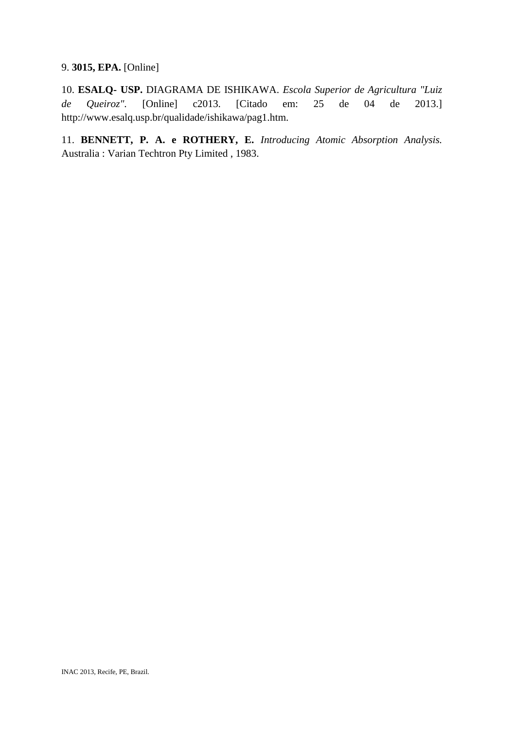9. **3015, EPA.** [Online]

10. **ESALQ- USP.** DIAGRAMA DE ISHIKAWA. *Escola Superior de Agricultura "Luiz de Queiroz".* [Online] c2013. [Citado em: 25 de 04 de 2013.] http://www.esalq.usp.br/qualidade/ishikawa/pag1.htm.

11. **BENNETT, P. A. e ROTHERY, E.** *Introducing Atomic Absorption Analysis.* Australia : Varian Techtron Pty Limited , 1983.